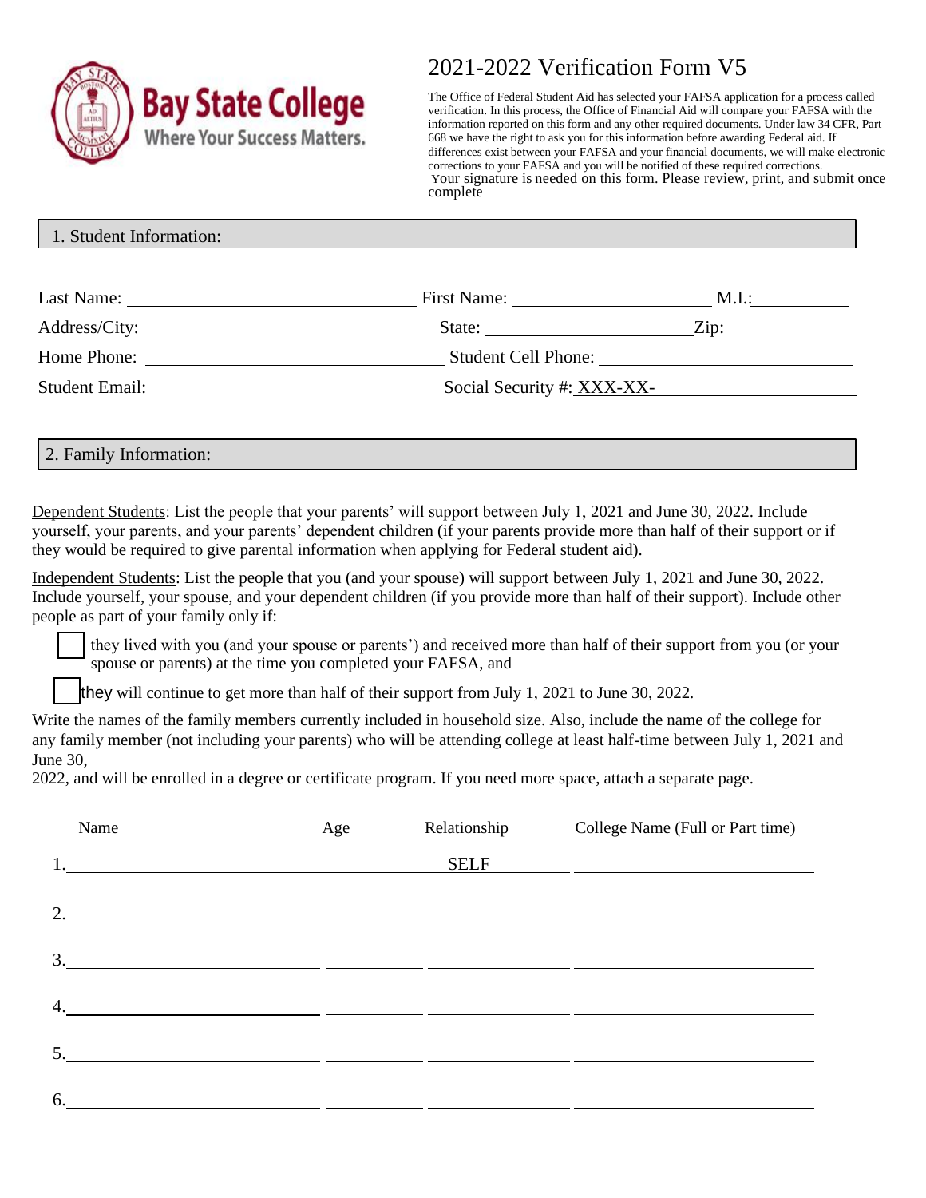**Bay State College**
Where Your Success Matters.

# 2021-2022 Verification Form V5

The Office of Federal Student Aid has selected your FAFSA application for a process called verification. In this process, the Office of Financial Aid will compare your FAFSA with the information reported on this form and any other required documents. Under law 34 CFR, Part 668 we have the right to ask you for this information before awarding Federal aid. If differences exist between your FAFSA and your financial documents, we will make electronic corrections to your FAFSA and you will be notified of these required corrections.
Your signature is needed on this form. Please review, print, and submit once complete

## 1. Student Information:

Last Name: ______________________ First Name: ______________________ M.I.: __________

Address/City: ______________________ State: ______________________ Zip: __________

Home Phone: ______________________ Student Cell Phone: ______________________

Student Email: ______________________ Social Security #: XXX-XX-__________

## 2. Family Information:

Dependent Students: List the people that your parents' will support between July 1, 2021 and June 30, 2022. Include yourself, your parents, and your parents' dependent children (if your parents provide more than half of their support or if they would be required to give parental information when applying for Federal student aid).

Independent Students: List the people that you (and your spouse) will support between July 1, 2021 and June 30, 2022. Include yourself, your spouse, and your dependent children (if you provide more than half of their support). Include other people as part of your family only if:

- ☐ they lived with you (and your spouse or parents') and received more than half of their support from you (or your spouse or parents) at the time you completed your FAFSA, and
- ☐ they will continue to get more than half of their support from July 1, 2021 to June 30, 2022.

Write the names of the family members currently included in household size. Also, include the name of the college for any family member (not including your parents) who will be attending college at least half-time between July 1, 2021 and June 30,
2022, and will be enrolled in a degree or certificate program. If you need more space, attach a separate page.

| | Name | Age | Relationship | College Name (Full or Part time) |
|---|---|---|---|---|
| 1. | | | SELF | |
| 2. | | | | |
| 3. | | | | |
| 4. | | | | |
| 5. | | | | |
| 6. | | | | |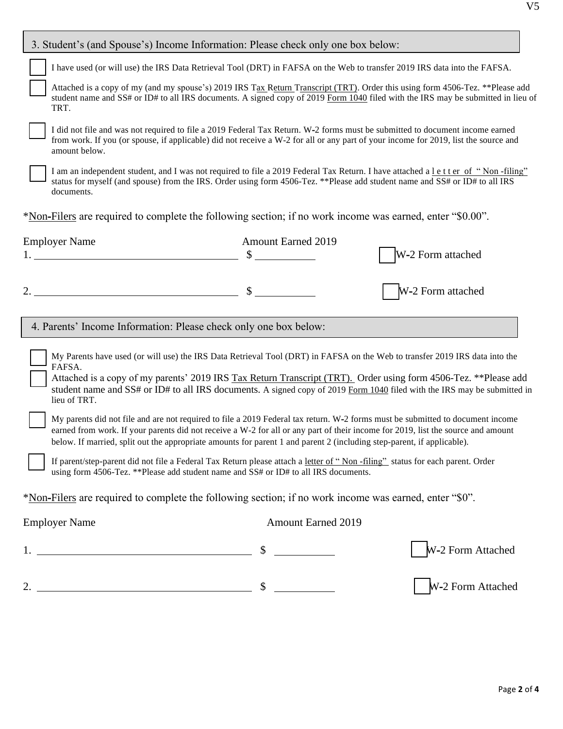## 3. Student's (and Spouse's) Income Information: Please check only one box below:

☐ I have used (or will use) the IRS Data Retrieval Tool (DRT) in FAFSA on the Web to transfer 2019 IRS data into the FAFSA.

☐ Attached is a copy of my (and my spouse's) 2019 IRS Tax Return Transcript (TRT). Order this using form 4506-Tez. **Please add student name and SS# or ID# to all IRS documents. A signed copy of 2019 Form 1040 filed with the IRS may be submitted in lieu of TRT.

☐ I did not file and was not required to file a 2019 Federal Tax Return. W-2 forms must be submitted to document income earned from work. If you (or spouse, if applicable) did not receive a W-2 for all or any part of your income for 2019, list the source and amount below.

☐ I am an independent student, and I was not required to file a 2019 Federal Tax Return. I have attached a letter of "Non-filing" status for myself (and spouse) from the IRS. Order using form 4506-Tez. **Please add student name and SS# or ID# to all IRS documents.

*Non-Filers are required to complete the following section; if no work income was earned, enter "$0.00".

| Employer Name | Amount Earned 2019 | |
|---|---|---|
| 1. ______________________ | $ ________ | ☐ W-2 Form attached |
| 2. ______________________ | $ ________ | ☐ W-2 Form attached |

## 4. Parents' Income Information: Please check only one box below:

☐ My Parents have used (or will use) the IRS Data Retrieval Tool (DRT) in FAFSA on the Web to transfer 2019 IRS data into the FAFSA.

☐ Attached is a copy of my parents' 2019 IRS Tax Return Transcript (TRT). Order using form 4506-Tez. **Please add student name and SS# or ID# to all IRS documents. A signed copy of 2019 Form 1040 filed with the IRS may be submitted in lieu of TRT.

☐ My parents did not file and are not required to file a 2019 Federal tax return. W-2 forms must be submitted to document income earned from work. If your parents did not receive a W-2 for all or any part of their income for 2019, list the source and amount below. If married, split out the appropriate amounts for parent 1 and parent 2 (including step-parent, if applicable).

☐ If parent/step-parent did not file a Federal Tax Return please attach a letter of "Non-filing" status for each parent. Order using form 4506-Tez. **Please add student name and SS# or ID# to all IRS documents.

*Non-Filers are required to complete the following section; if no work income was earned, enter "$0".

| Employer Name | Amount Earned 2019 | |
|---|---|---|
| 1. ______________________ | $ ________ | ☐ W-2 Form Attached |
| 2. ______________________ | $ ________ | ☐ W-2 Form Attached |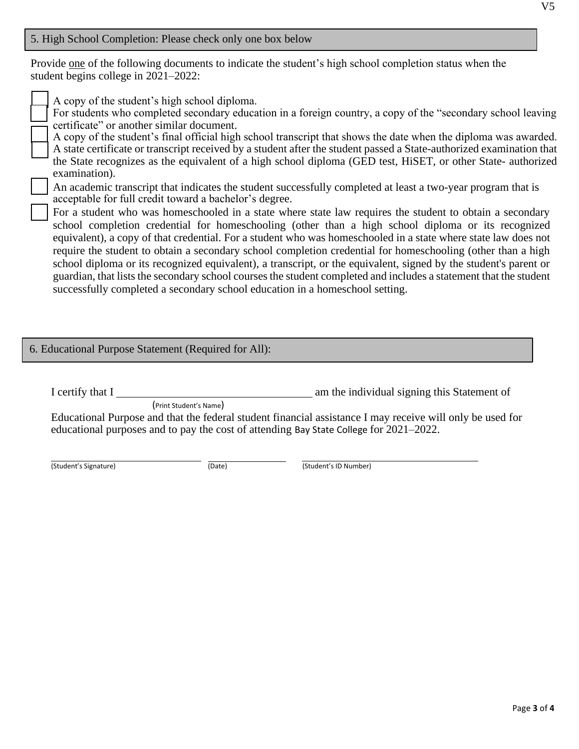## 5. High School Completion: Please check only one box below

Provide <u>one</u> of the following documents to indicate the student's high school completion status when the student begins college in 2021–2022:

- ☐ A copy of the student's high school diploma.
- ☐ For students who completed secondary education in a foreign country, a copy of the "secondary school leaving certificate" or another similar document.
- ☐ A copy of the student's final official high school transcript that shows the date when the diploma was awarded.
- ☐ A state certificate or transcript received by a student after the student passed a State-authorized examination that the State recognizes as the equivalent of a high school diploma (GED test, HiSET, or other State- authorized examination).
- ☐ An academic transcript that indicates the student successfully completed at least a two-year program that is acceptable for full credit toward a bachelor's degree.
- ☐ For a student who was homeschooled in a state where state law requires the student to obtain a secondary school completion credential for homeschooling (other than a high school diploma or its recognized equivalent), a copy of that credential. For a student who was homeschooled in a state where state law does not require the student to obtain a secondary school completion credential for homeschooling (other than a high school diploma or its recognized equivalent), a transcript, or the equivalent, signed by the student's parent or guardian, that lists the secondary school courses the student completed and includes a statement that the student successfully completed a secondary school education in a homeschool setting.

## 6. Educational Purpose Statement (Required for All):

I certify that I ______________________________ am the individual signing this Statement of
(Print Student's Name)
Educational Purpose and that the federal student financial assistance I may receive will only be used for educational purposes and to pay the cost of attending Bay State College for 2021–2022.

______________________________ ______________ ______________________________
(Student's Signature) (Date) (Student's ID Number)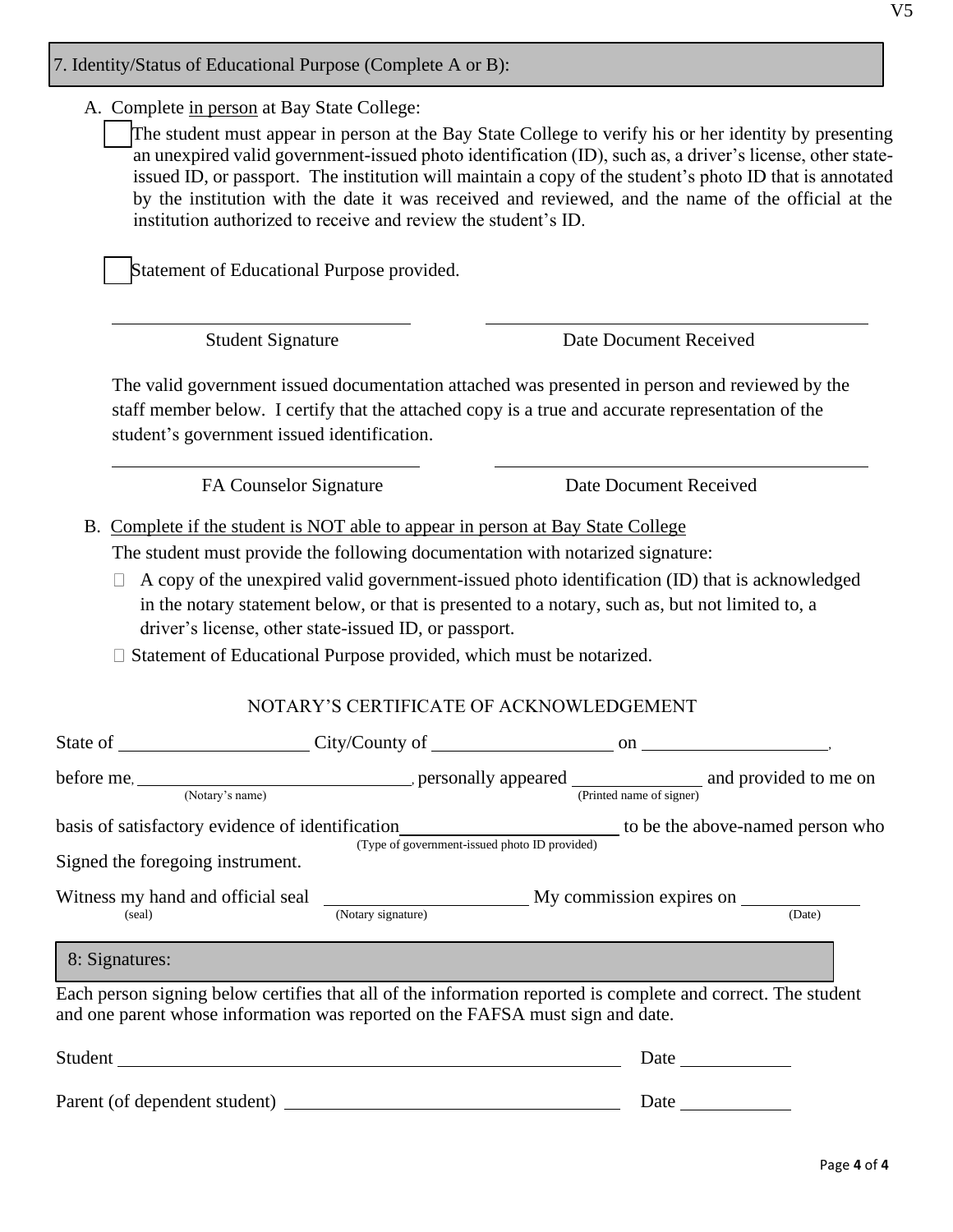## 7. Identity/Status of Educational Purpose (Complete A or B):

A. Complete in person at Bay State College:

☐ The student must appear in person at the Bay State College to verify his or her identity by presenting an unexpired valid government-issued photo identification (ID), such as, a driver's license, other state-issued ID, or passport. The institution will maintain a copy of the student's photo ID that is annotated by the institution with the date it was received and reviewed, and the name of the official at the institution authorized to receive and review the student's ID.

☐ Statement of Educational Purpose provided.

\_\_\_\_\_\_\_\_\_\_\_\_\_\_\_\_\_\_\_\_\_\_\_\_\_\_\_\_\_\_ \_\_\_\_\_\_\_\_\_\_\_\_\_\_\_\_\_\_\_\_\_\_\_\_\_\_\_\_\_\_

Student Signature Date Document Received

The valid government issued documentation attached was presented in person and reviewed by the staff member below. I certify that the attached copy is a true and accurate representation of the student's government issued identification.

\_\_\_\_\_\_\_\_\_\_\_\_\_\_\_\_\_\_\_\_\_\_\_\_\_\_\_\_\_\_ \_\_\_\_\_\_\_\_\_\_\_\_\_\_\_\_\_\_\_\_\_\_\_\_\_\_\_\_\_\_

FA Counselor Signature Date Document Received

B. Complete if the student is NOT able to appear in person at Bay State College

The student must provide the following documentation with notarized signature:

- ☐ A copy of the unexpired valid government-issued photo identification (ID) that is acknowledged in the notary statement below, or that is presented to a notary, such as, but not limited to, a driver's license, other state-issued ID, or passport.
- ☐ Statement of Educational Purpose provided, which must be notarized.

NOTARY'S CERTIFICATE OF ACKNOWLEDGEMENT

State of \_\_\_\_\_\_\_\_\_\_\_\_\_\_\_\_\_\_\_\_ City/County of \_\_\_\_\_\_\_\_\_\_\_\_\_\_\_\_\_\_\_\_ on \_\_\_\_\_\_\_\_\_\_\_\_\_\_\_\_\_\_\_\_,

before me, \_\_\_\_\_\_\_\_\_\_\_\_\_\_\_\_\_\_\_\_\_\_\_\_\_\_\_\_\_\_ (Notary's name), personally appeared \_\_\_\_\_\_\_\_\_\_\_\_\_\_\_ (Printed name of signer) and provided to me on

basis of satisfactory evidence of identification \_\_\_\_\_\_\_\_\_\_\_\_\_\_\_\_\_\_\_\_\_\_\_\_ (Type of government-issued photo ID provided) to be the above-named person who Signed the foregoing instrument.

Witness my hand and official seal (seal) \_\_\_\_\_\_\_\_\_\_\_\_\_\_\_\_\_\_\_\_\_\_\_\_ (Notary signature) My commission expires on \_\_\_\_\_\_\_\_\_\_\_\_\_\_ (Date)

## 8: Signatures:

Each person signing below certifies that all of the information reported is complete and correct. The student and one parent whose information was reported on the FAFSA must sign and date.

Student \_\_\_\_\_\_\_\_\_\_\_\_\_\_\_\_\_\_\_\_\_\_\_\_\_\_\_\_\_\_\_\_\_\_\_\_\_\_\_\_\_\_\_\_\_\_\_\_\_\_\_\_ Date \_\_\_\_\_\_\_\_\_\_\_\_

Parent (of dependent student) \_\_\_\_\_\_\_\_\_\_\_\_\_\_\_\_\_\_\_\_\_\_\_\_\_\_\_\_\_\_\_\_\_\_\_\_ Date \_\_\_\_\_\_\_\_\_\_\_\_